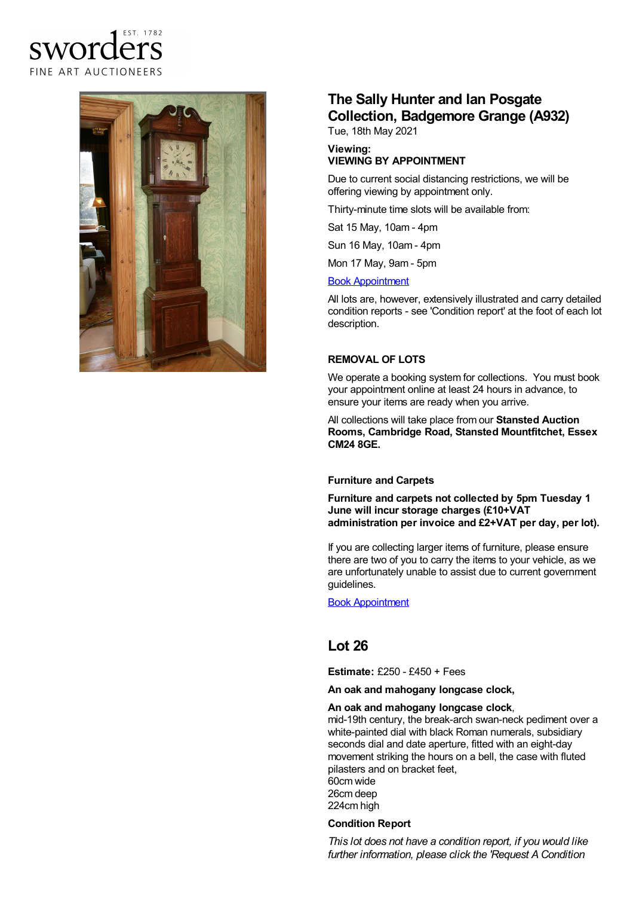sworders EST. 1782 FINE ART AUCTIONEERS

# The Sally Hunter and Ian Posgate Collection, Badgemore Grange (A932)

Tue, 18th May 2021

**Viewing:**
**VIEWING BY APPOINTMENT**

Due to current social distancing restrictions, we will be offering viewing by appointment only.

Thirty-minute time slots will be available from:

Sat 15 May, 10am - 4pm

Sun 16 May, 10am - 4pm

Mon 17 May, 9am - 5pm

Book Appointment

All lots are, however, extensively illustrated and carry detailed condition reports - see 'Condition report' at the foot of each lot description.

**REMOVAL OF LOTS**

We operate a booking system for collections. You must book your appointment online at least 24 hours in advance, to ensure your items are ready when you arrive.

All collections will take place from our **Stansted Auction Rooms, Cambridge Road, Stansted Mountfitchet, Essex CM24 8GE.**

**Furniture and Carpets**

**Furniture and carpets not collected by 5pm Tuesday 1 June will incur storage charges (£10+VAT administration per invoice and £2+VAT per day, per lot).**

If you are collecting larger items of furniture, please ensure there are two of you to carry the items to your vehicle, as we are unfortunately unable to assist due to current government guidelines.

Book Appointment

## Lot 26

**Estimate:** £250 - £450 + Fees

**An oak and mahogany longcase clock,**

**An oak and mahogany longcase clock**,
mid-19th century, the break-arch swan-neck pediment over a white-painted dial with black Roman numerals, subsidiary seconds dial and date aperture, fitted with an eight-day movement striking the hours on a bell, the case with fluted pilasters and on bracket feet,
60cm wide
26cm deep
224cm high

**Condition Report**

*This lot does not have a condition report, if you would like further information, please click the 'Request A Condition*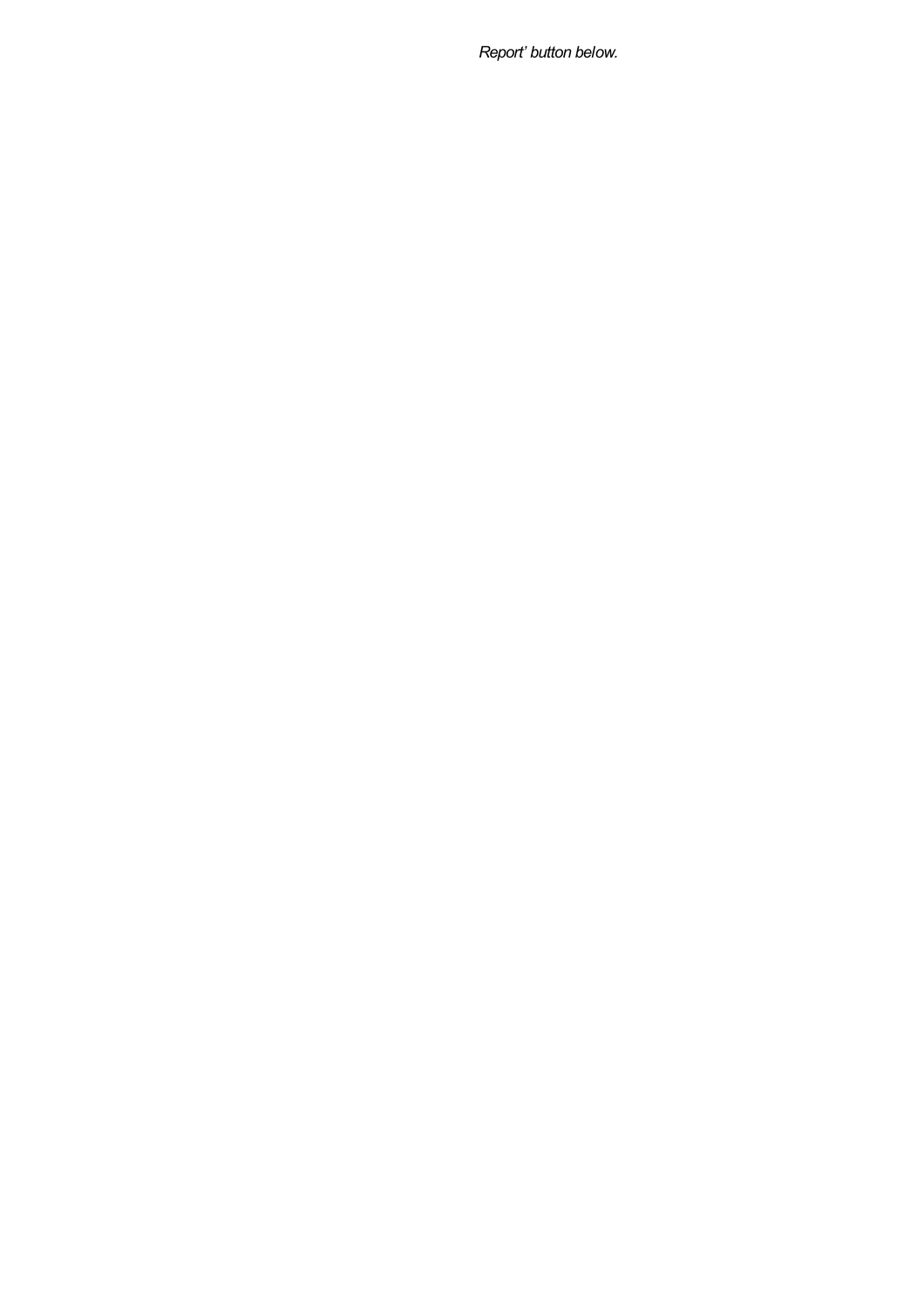*Report' button below.*